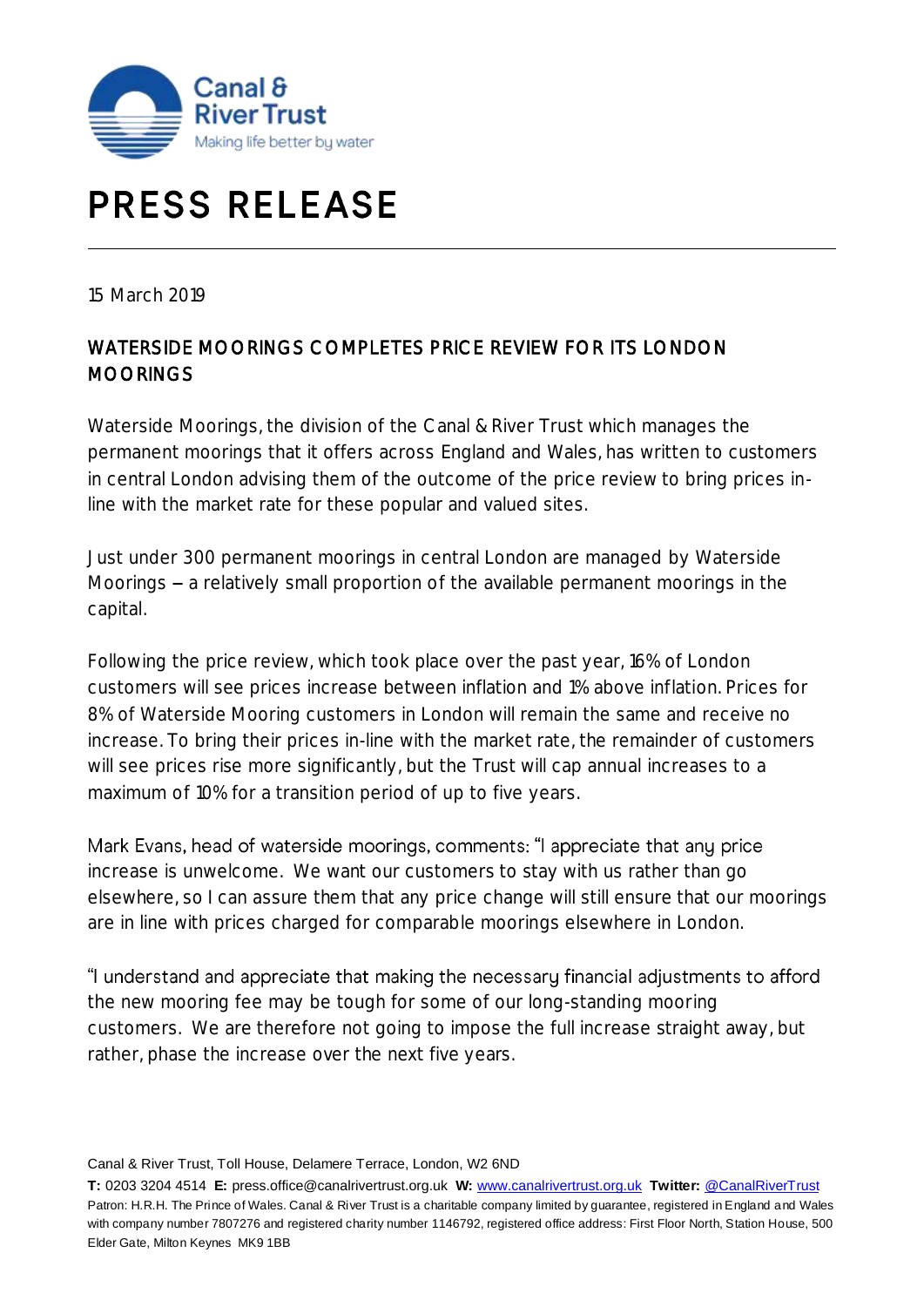# PRESS RELEASE

15 March 2019

## WATERSIDE MOORINGS COMPLETES PRICE REVIEW FOR ITS LONDON MOORINGS

Waterside Moorings, the division of the Canal & River Trust which manages the permanent moorings that it offers across England and Wales, has written to customers in central London advising them of the outcome of the price review to bring prices in-line with the market rate for these popular and valued sites.

Just under 300 permanent moorings in central London are managed by Waterside Moorings – a relatively small proportion of the available permanent moorings in the capital.

Following the price review, which took place over the past year, 16% of London customers will see prices increase between inflation and 1% above inflation. Prices for 8% of Waterside Mooring customers in London will remain the same and receive no increase. To bring their prices in-line with the market rate, the remainder of customers will see prices rise more significantly, but the Trust will cap annual increases to a maximum of 10% for a transition period of up to five years.

Mark Evans, head of waterside moorings, comments: "I appreciate that any price increase is unwelcome. We want our customers to stay with us rather than go elsewhere, so I can assure them that any price change will still ensure that our moorings are in line with prices charged for comparable moorings elsewhere in London.

"I understand and appreciate that making the necessary financial adjustments to afford the new mooring fee may be tough for some of our long-standing mooring customers. We are therefore not going to impose the full increase straight away, but rather, phase the increase over the next five years.

Canal & River Trust, Toll House, Delamere Terrace, London, W2 6ND

**T:** 0203 3204 4514 **E:** press.office@canalrivertrust.org.uk **W:** www.canalrivertrust.org.uk **Twitter:** @CanalRiverTrust

Patron: H.R.H. The Prince of Wales. Canal & River Trust is a charitable company limited by guarantee, registered in England and Wales with company number 7807276 and registered charity number 1146792, registered office address: First Floor North, Station House, 500 Elder Gate, Milton Keynes MK9 1BB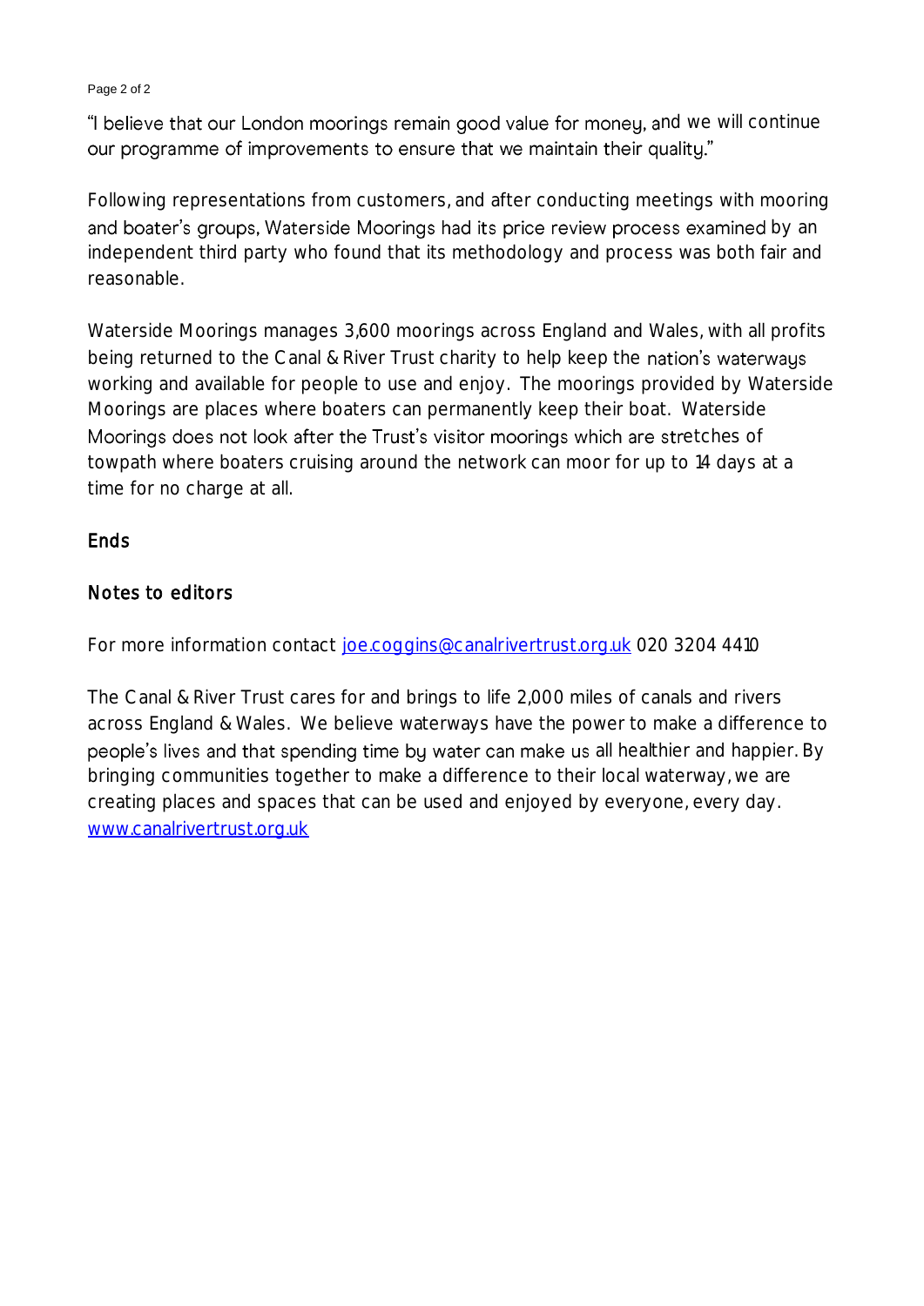"I believe that our London moorings remain good value for money, and we will continue our programme of improvements to ensure that we maintain their quality."

Following representations from customers, and after conducting meetings with mooring and boater's groups, Waterside Moorings had its price review process examined by an independent third party who found that its methodology and process was both fair and reasonable.

Waterside Moorings manages 3,600 moorings across England and Wales, with all profits being returned to the Canal & River Trust charity to help keep the nation's waterways working and available for people to use and enjoy. The moorings provided by Waterside Moorings are places where boaters can permanently keep their boat. Waterside Moorings does not look after the Trust's visitor moorings which are stretches of towpath where boaters cruising around the network can moor for up to 14 days at a time for no charge at all.

Ends

Notes to editors

For more information contact [joe.coggins@canalrivertrust.org.uk](mailto:joe.coggins@canalrivertrust.org.uk) 020 3204 4410

The Canal & River Trust cares for and brings to life 2,000 miles of canals and rivers across England & Wales. We believe waterways have the power to make a difference to people's lives and that spending time by water can make us all healthier and happier. By bringing communities together to make a difference to their local waterway, we are creating places and spaces that can be used and enjoyed by everyone, every day. [www.canalrivertrust.org.uk](http://www.canalrivertrust.org.uk)